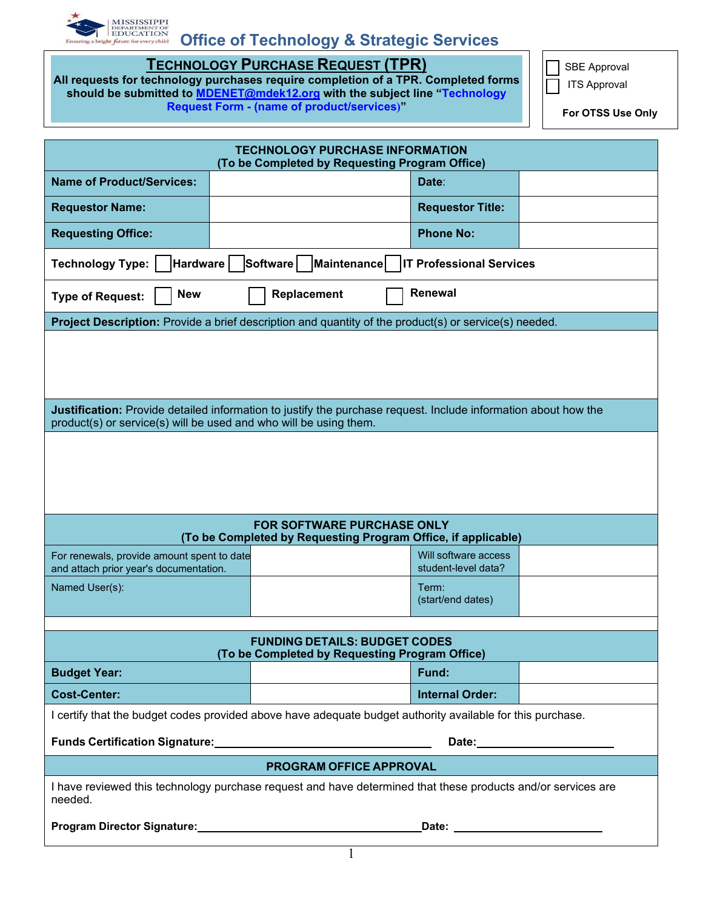Mississippi Department of Education — Ensuring a bright future for every child

## Office of Technology & Strategic Services

# TECHNOLOGY PURCHASE REQUEST (TPR)

**All requests for technology purchases require completion of a TPR. Completed forms should be submitted to [MDENET@mdek12.org](mailto:MDENET@mdek12.org) with the subject line "Technology Request Form - (name of product/services)"**

☐ SBE Approval
☐ ITS Approval

**For OTSS Use Only**

| **TECHNOLOGY PURCHASE INFORMATION (To be Completed by Requesting Program Office)** | | | |
|---|---|---|---|
| **Name of Product/Services:** | | **Date**: | |
| **Requestor Name:** | | **Requestor Title:** | |
| **Requesting Office:** | | **Phone No:** | |

**Technology Type:** ☐ Hardware ☐ Software ☐ Maintenance ☐ IT Professional Services

**Type of Request:** ☐ New ☐ Replacement ☐ Renewal

**Project Description:** Provide a brief description and quantity of the product(s) or service(s) needed.

**Justification:** Provide detailed information to justify the purchase request. Include information about how the product(s) or service(s) will be used and who will be using them.

| **FOR SOFTWARE PURCHASE ONLY (To be Completed by Requesting Program Office, if applicable)** | | | |
|---|---|---|---|
| For renewals, provide amount spent to date and attach prior year's documentation. | | Will software access student-level data? | |
| Named User(s): | | Term: (start/end dates) | |

| **FUNDING DETAILS: BUDGET CODES (To be Completed by Requesting Program Office)** | | | |
|---|---|---|---|
| **Budget Year:** | | **Fund:** | |
| **Cost-Center:** | | **Internal Order:** | |

I certify that the budget codes provided above have adequate budget authority available for this purchase.

**Funds Certification Signature:**\_\_\_\_\_\_\_\_\_\_\_\_\_\_\_\_\_\_\_\_\_\_\_\_\_\_\_\_\_\_ **Date:**\_\_\_\_\_\_\_\_\_\_\_\_\_\_\_\_\_\_\_\_

**PROGRAM OFFICE APPROVAL**

I have reviewed this technology purchase request and have determined that these products and/or services are needed.

**Program Director Signature:**\_\_\_\_\_\_\_\_\_\_\_\_\_\_\_\_\_\_\_\_\_\_\_\_\_\_\_\_\_\_ **Date:** \_\_\_\_\_\_\_\_\_\_\_\_\_\_\_\_\_\_\_\_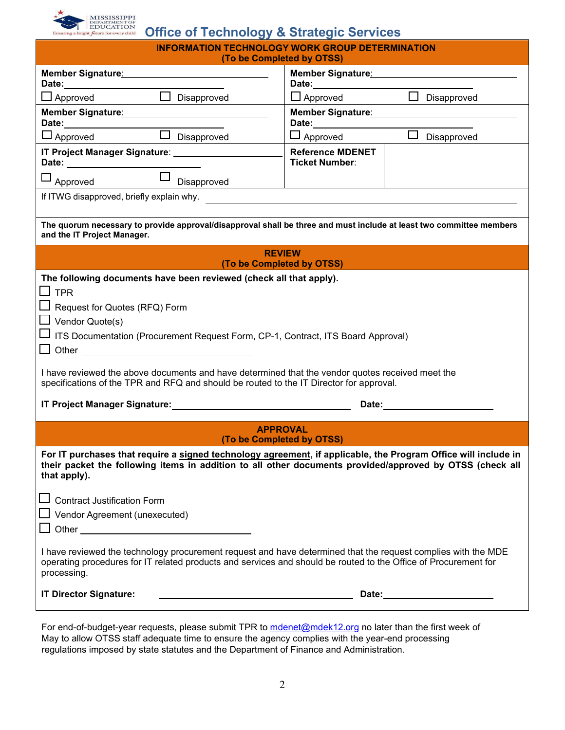Office of Technology & Strategic Services

## INFORMATION TECHNOLOGY WORK GROUP DETERMINATION
(To be Completed by OTSS)

| | |
|---|---|
| **Member Signature**: ________________ **Date:** ________________ ☐ Approved ☐ Disapproved | **Member Signature**: ________________ **Date:** ________________ ☐ Approved ☐ Disapproved |
| **Member Signature**: ________________ **Date:** ________________ ☐ Approved ☐ Disapproved | **Member Signature**: ________________ **Date:** ________________ ☐ Approved ☐ Disapproved |
| **IT Project Manager Signature**: ________________ **Date:** ________________ ☐ Approved ☐ Disapproved | **Reference MDENET Ticket Number**: |

If ITWG disapproved, briefly explain why. ________________________________________

**The quorum necessary to provide approval/disapproval shall be three and must include at least two committee members and the IT Project Manager.**

## REVIEW
(To be Completed by OTSS)

**The following documents have been reviewed (check all that apply).**

☐ TPR
☐ Request for Quotes (RFQ) Form
☐ Vendor Quote(s)
☐ ITS Documentation (Procurement Request Form, CP-1, Contract, ITS Board Approval)
☐ Other ________________________

I have reviewed the above documents and have determined that the vendor quotes received meet the specifications of the TPR and RFQ and should be routed to the IT Director for approval.

**IT Project Manager Signature:** ________________________ **Date:** ________________

## APPROVAL
(To be Completed by OTSS)

**For IT purchases that require a signed technology agreement, if applicable, the Program Office will include in their packet the following items in addition to all other documents provided/approved by OTSS (check all that apply).**

☐ Contract Justification Form
☐ Vendor Agreement (unexecuted)
☐ Other ________________________

I have reviewed the technology procurement request and have determined that the request complies with the MDE operating procedures for IT related products and services and should be routed to the Office of Procurement for processing.

**IT Director Signature:** ________________________ **Date:** ________________

For end-of-budget-year requests, please submit TPR to mdenet@mdek12.org no later than the first week of May to allow OTSS staff adequate time to ensure the agency complies with the year-end processing regulations imposed by state statutes and the Department of Finance and Administration.